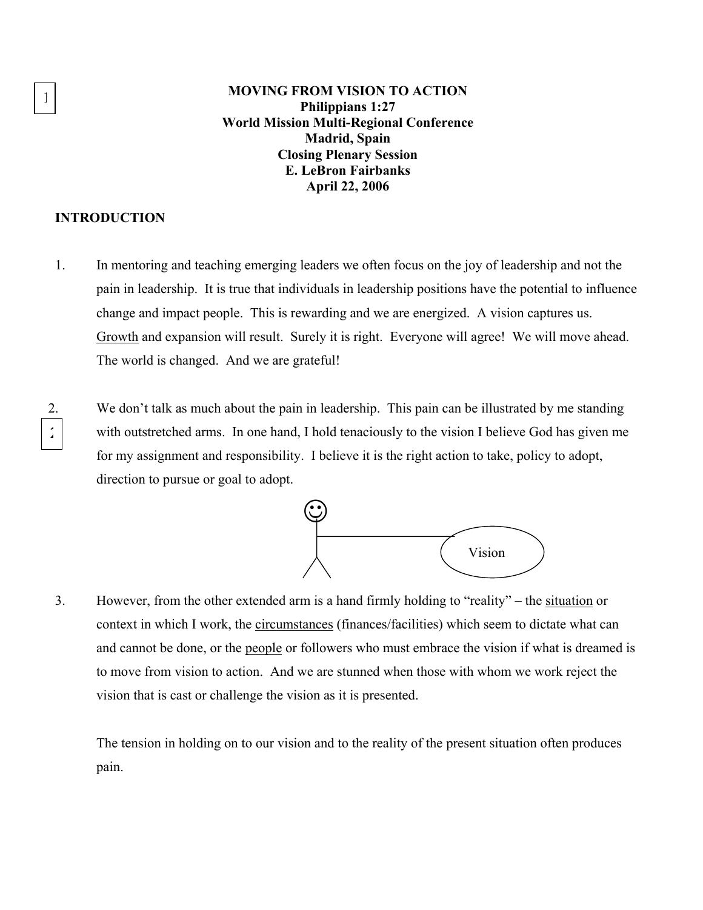**MOVING FROM VISION TO ACTION**
**Philippians 1:27**
**World Mission Multi-Regional Conference**
**Madrid, Spain**
**Closing Plenary Session**
**E. LeBron Fairbanks**
**April 22, 2006**

## INTRODUCTION

1. In mentoring and teaching emerging leaders we often focus on the joy of leadership and not the pain in leadership. It is true that individuals in leadership positions have the potential to influence change and impact people. This is rewarding and we are energized. A vision captures us. Growth and expansion will result. Surely it is right. Everyone will agree! We will move ahead. The world is changed. And we are grateful!

2. We don't talk as much about the pain in leadership. This pain can be illustrated by me standing with outstretched arms. In one hand, I hold tenaciously to the vision I believe God has given me for my assignment and responsibility. I believe it is the right action to take, policy to adopt, direction to pursue or goal to adopt.

Vision

3. However, from the other extended arm is a hand firmly holding to "reality" – the situation or context in which I work, the circumstances (finances/facilities) which seem to dictate what can and cannot be done, or the people or followers who must embrace the vision if what is dreamed is to move from vision to action. And we are stunned when those with whom we work reject the vision that is cast or challenge the vision as it is presented.

   The tension in holding on to our vision and to the reality of the present situation often produces pain.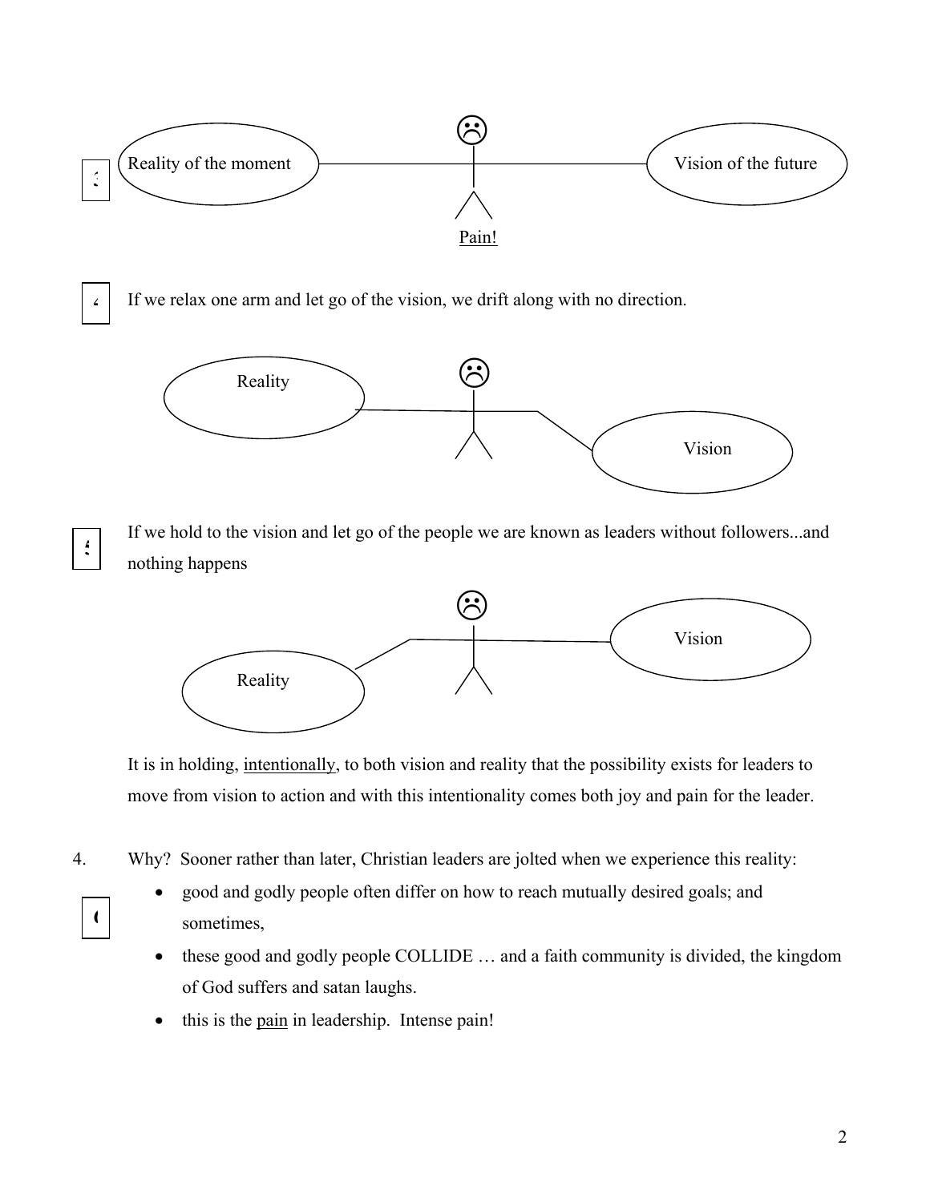Reality of the moment — Vision of the future

☹

Pain!

If we relax one arm and let go of the vision, we drift along with no direction.

Reality — Vision

☹

If we hold to the vision and let go of the people we are known as leaders without followers...and nothing happens

Vision — Reality

☹

It is in holding, intentionally, to both vision and reality that the possibility exists for leaders to move from vision to action and with this intentionality comes both joy and pain for the leader.

4. Why? Sooner rather than later, Christian leaders are jolted when we experience this reality:
   - good and godly people often differ on how to reach mutually desired goals; and sometimes,
   - these good and godly people COLLIDE … and a faith community is divided, the kingdom of God suffers and satan laughs.
   - this is the pain in leadership. Intense pain!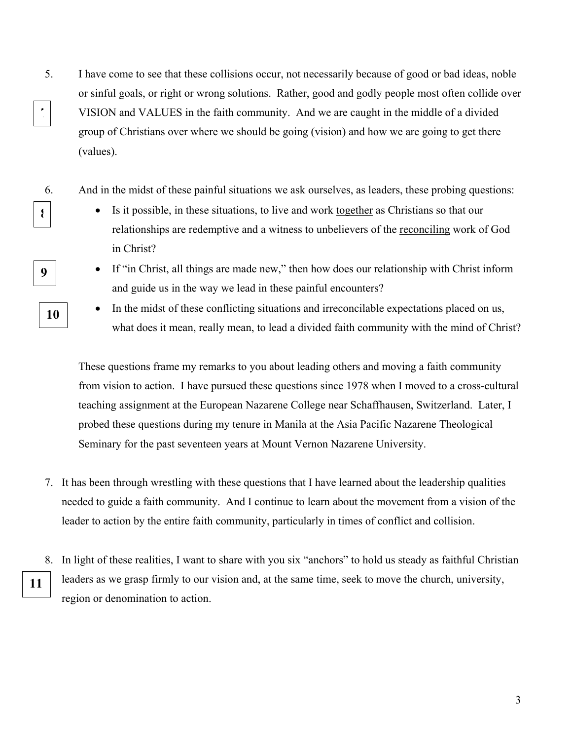5. I have come to see that these collisions occur, not necessarily because of good or bad ideas, noble or sinful goals, or right or wrong solutions. Rather, good and godly people most often collide over VISION and VALUES in the faith community. And we are caught in the middle of a divided group of Christians over where we should be going (vision) and how we are going to get there (values).

6. And in the midst of these painful situations we ask ourselves, as leaders, these probing questions:
   - Is it possible, in these situations, to live and work together as Christians so that our relationships are redemptive and a witness to unbelievers of the reconciling work of God in Christ?
   - If "in Christ, all things are made new," then how does our relationship with Christ inform and guide us in the way we lead in these painful encounters?
   - In the midst of these conflicting situations and irreconcilable expectations placed on us, what does it mean, really mean, to lead a divided faith community with the mind of Christ?

   These questions frame my remarks to you about leading others and moving a faith community from vision to action. I have pursued these questions since 1978 when I moved to a cross-cultural teaching assignment at the European Nazarene College near Schaffhausen, Switzerland. Later, I probed these questions during my tenure in Manila at the Asia Pacific Nazarene Theological Seminary for the past seventeen years at Mount Vernon Nazarene University.

7. It has been through wrestling with these questions that I have learned about the leadership qualities needed to guide a faith community. And I continue to learn about the movement from a vision of the leader to action by the entire faith community, particularly in times of conflict and collision.

8. In light of these realities, I want to share with you six "anchors" to hold us steady as faithful Christian leaders as we grasp firmly to our vision and, at the same time, seek to move the church, university, region or denomination to action.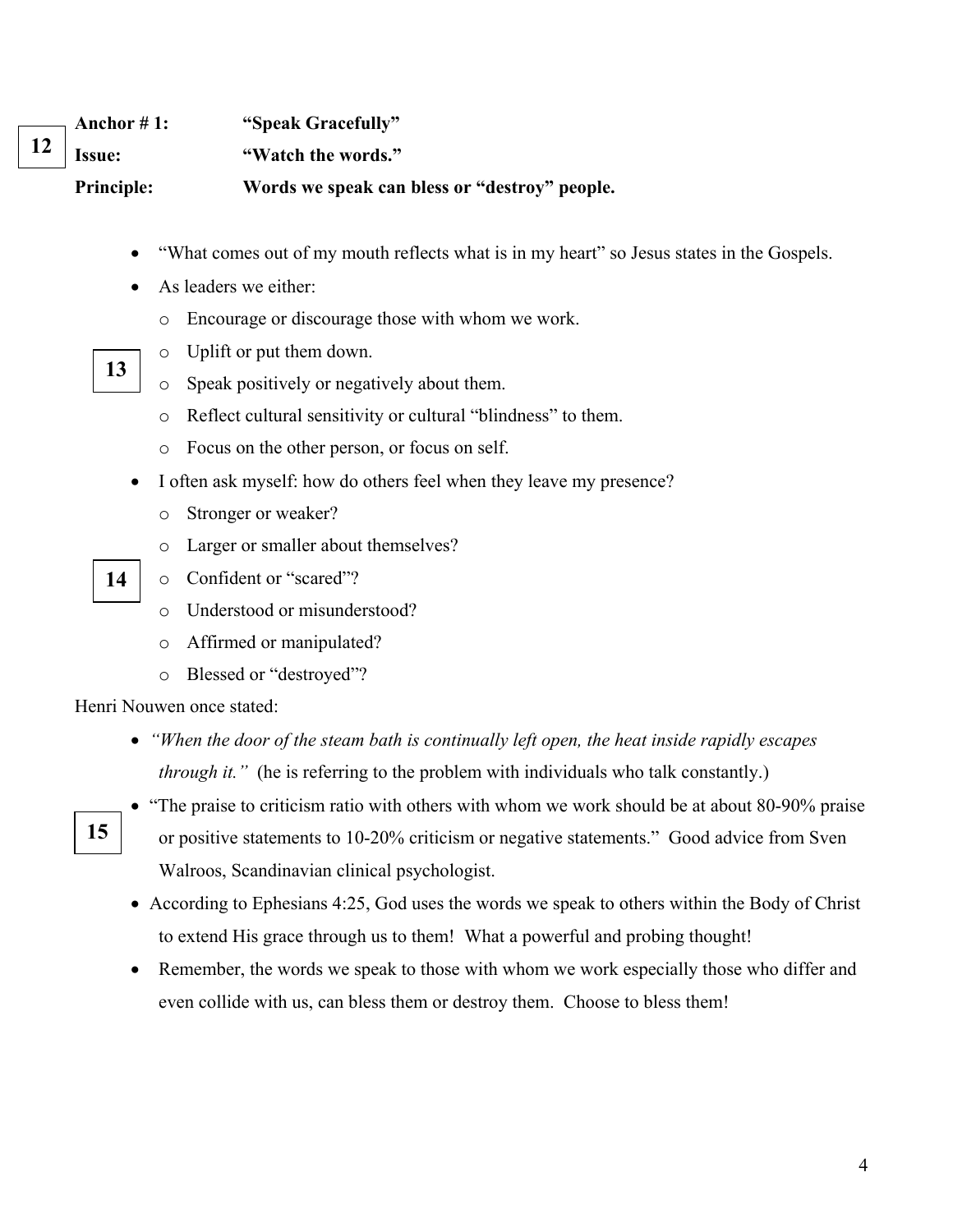**12**

**Anchor # 1:** **"Speak Gracefully"**
**Issue:** **"Watch the words."**
**Principle:** **Words we speak can bless or "destroy" people.**

- "What comes out of my mouth reflects what is in my heart" so Jesus states in the Gospels.
- As leaders we either:
  - Encourage or discourage those with whom we work.
  - Uplift or put them down.
  - Speak positively or negatively about them.
  - Reflect cultural sensitivity or cultural "blindness" to them.
  - Focus on the other person, or focus on self.

**13**

- I often ask myself: how do others feel when they leave my presence?
  - Stronger or weaker?
  - Larger or smaller about themselves?
  - Confident or "scared"?
  - Understood or misunderstood?
  - Affirmed or manipulated?
  - Blessed or "destroyed"?

**14**

Henri Nouwen once stated:

- *"When the door of the steam bath is continually left open, the heat inside rapidly escapes through it."* (he is referring to the problem with individuals who talk constantly.)
- "The praise to criticism ratio with others with whom we work should be at about 80-90% praise or positive statements to 10-20% criticism or negative statements." Good advice from Sven Walroos, Scandinavian clinical psychologist.

**15**

- According to Ephesians 4:25, God uses the words we speak to others within the Body of Christ to extend His grace through us to them! What a powerful and probing thought!
- Remember, the words we speak to those with whom we work especially those who differ and even collide with us, can bless them or destroy them. Choose to bless them!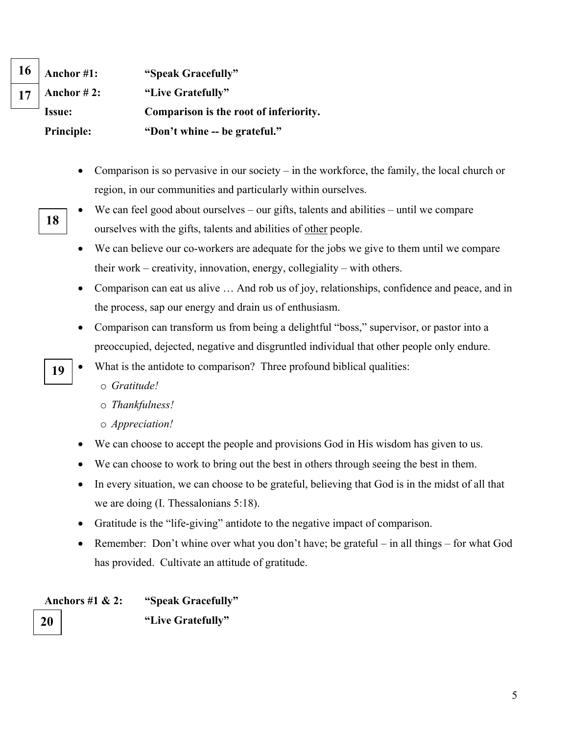**16** **Anchor #1:** **"Speak Gracefully"**

**17** **Anchor # 2:** **"Live Gratefully"**

**Issue:** **Comparison is the root of inferiority.**

**Principle:** **"Don't whine -- be grateful."**

- Comparison is so pervasive in our society – in the workforce, the family, the local church or region, in our communities and particularly within ourselves.

**18**

- We can feel good about ourselves – our gifts, talents and abilities – until we compare ourselves with the gifts, talents and abilities of <u>other</u> people.
- We can believe our co-workers are adequate for the jobs we give to them until we compare their work – creativity, innovation, energy, collegiality – with others.
- Comparison can eat us alive … And rob us of joy, relationships, confidence and peace, and in the process, sap our energy and drain us of enthusiasm.
- Comparison can transform us from being a delightful "boss," supervisor, or pastor into a preoccupied, dejected, negative and disgruntled individual that other people only endure.

**19**

- What is the antidote to comparison? Three profound biblical qualities:
  - *Gratitude!*
  - *Thankfulness!*
  - *Appreciation!*
- We can choose to accept the people and provisions God in His wisdom has given to us.
- We can choose to work to bring out the best in others through seeing the best in them.
- In every situation, we can choose to be grateful, believing that God is in the midst of all that we are doing (I. Thessalonians 5:18).
- Gratitude is the "life-giving" antidote to the negative impact of comparison.
- Remember: Don't whine over what you don't have; be grateful – in all things – for what God has provided. Cultivate an attitude of gratitude.

**Anchors #1 & 2:** **"Speak Gracefully"**

**20** **"Live Gratefully"**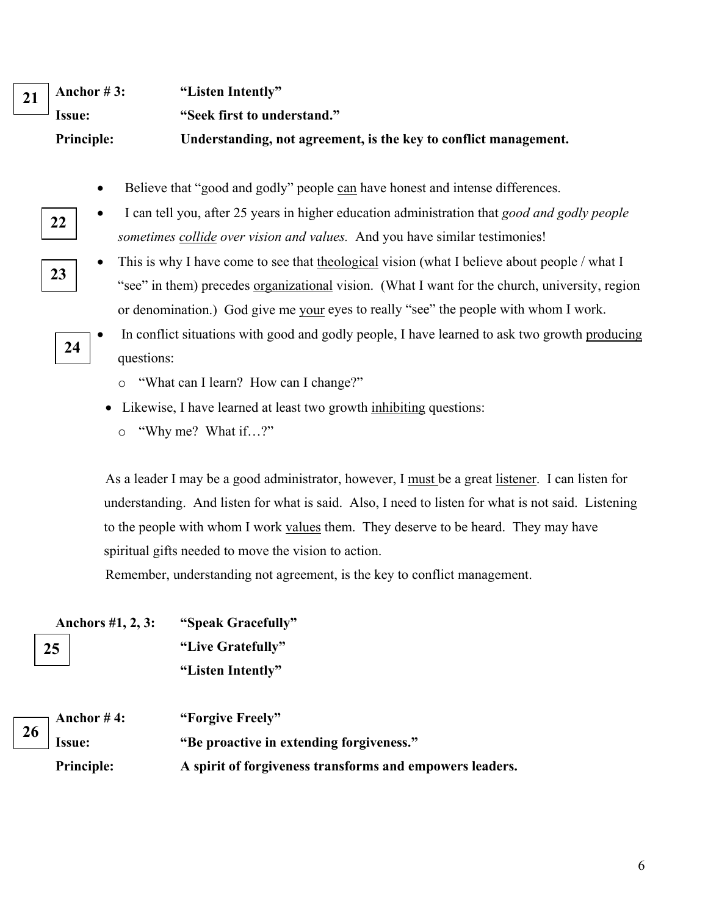21

**Anchor # 3:** **"Listen Intently"**
**Issue:** **"Seek first to understand."**
**Principle:** **Understanding, not agreement, is the key to conflict management.**

- Believe that "good and godly" people can have honest and intense differences.

22

- I can tell you, after 25 years in higher education administration that *good and godly people sometimes collide over vision and values.* And you have similar testimonies!

23

- This is why I have come to see that theological vision (what I believe about people / what I "see" in them) precedes organizational vision. (What I want for the church, university, region or denomination.) God give me your eyes to really "see" the people with whom I work.

24

- In conflict situations with good and godly people, I have learned to ask two growth producing questions:
  - "What can I learn? How can I change?"
- Likewise, I have learned at least two growth inhibiting questions:
  - "Why me? What if…?"

As a leader I may be a good administrator, however, I must be a great listener. I can listen for understanding. And listen for what is said. Also, I need to listen for what is not said. Listening to the people with whom I work values them. They deserve to be heard. They may have spiritual gifts needed to move the vision to action.

Remember, understanding not agreement, is the key to conflict management.

25

**Anchors #1, 2, 3:** **"Speak Gracefully"**
**"Live Gratefully"**
**"Listen Intently"**

26

**Anchor # 4:** **"Forgive Freely"**
**Issue:** **"Be proactive in extending forgiveness."**
**Principle:** **A spirit of forgiveness transforms and empowers leaders.**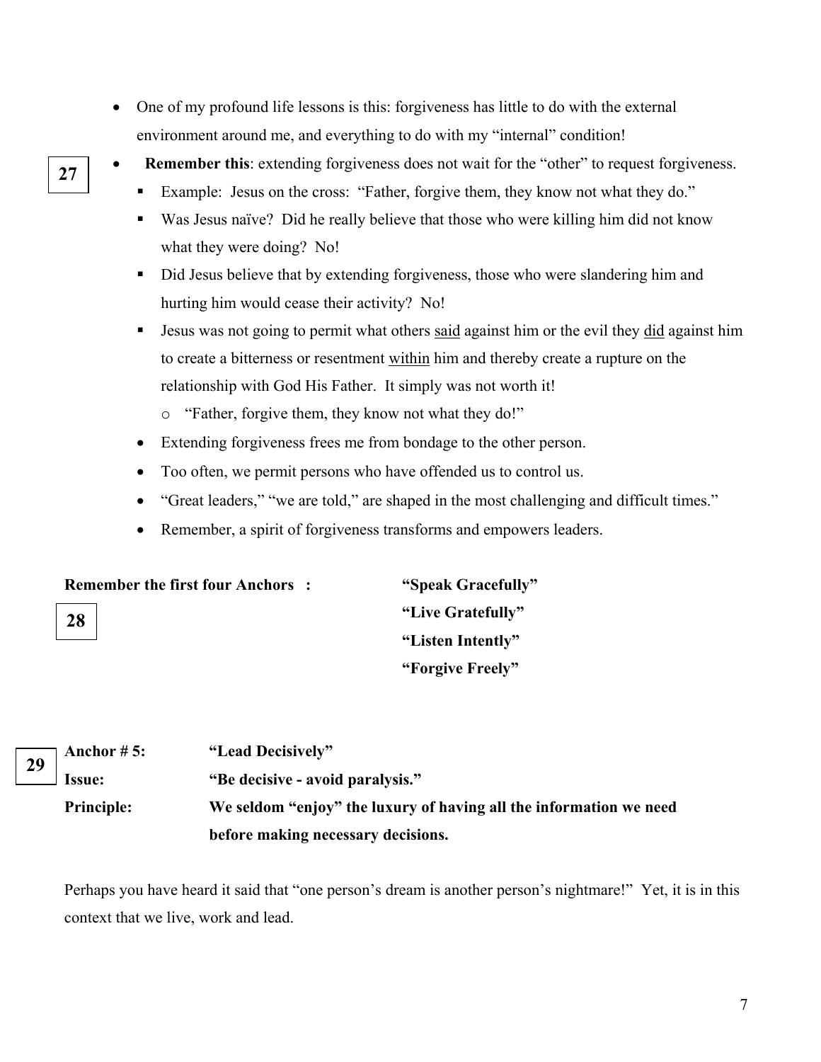- One of my profound life lessons is this: forgiveness has little to do with the external environment around me, and everything to do with my "internal" condition!

**27**

- **Remember this**: extending forgiveness does not wait for the "other" to request forgiveness.
  - Example: Jesus on the cross: "Father, forgive them, they know not what they do."
  - Was Jesus naïve? Did he really believe that those who were killing him did not know what they were doing? No!
  - Did Jesus believe that by extending forgiveness, those who were slandering him and hurting him would cease their activity? No!
  - Jesus was not going to permit what others <u>said</u> against him or the evil they <u>did</u> against him to create a bitterness or resentment <u>within</u> him and thereby create a rupture on the relationship with God His Father. It simply was not worth it!
    - "Father, forgive them, they know not what they do!"
  - Extending forgiveness frees me from bondage to the other person.
  - Too often, we permit persons who have offended us to control us.
  - "Great leaders," "we are told," are shaped in the most challenging and difficult times."
  - Remember, a spirit of forgiveness transforms and empowers leaders.

**28**

**Remember the first four Anchors :**

**"Speak Gracefully"**
**"Live Gratefully"**
**"Listen Intently"**
**"Forgive Freely"**

**29**

**Anchor # 5:** **"Lead Decisively"**
**Issue:** **"Be decisive - avoid paralysis."**
**Principle:** **We seldom "enjoy" the luxury of having all the information we need before making necessary decisions.**

Perhaps you have heard it said that "one person's dream is another person's nightmare!" Yet, it is in this context that we live, work and lead.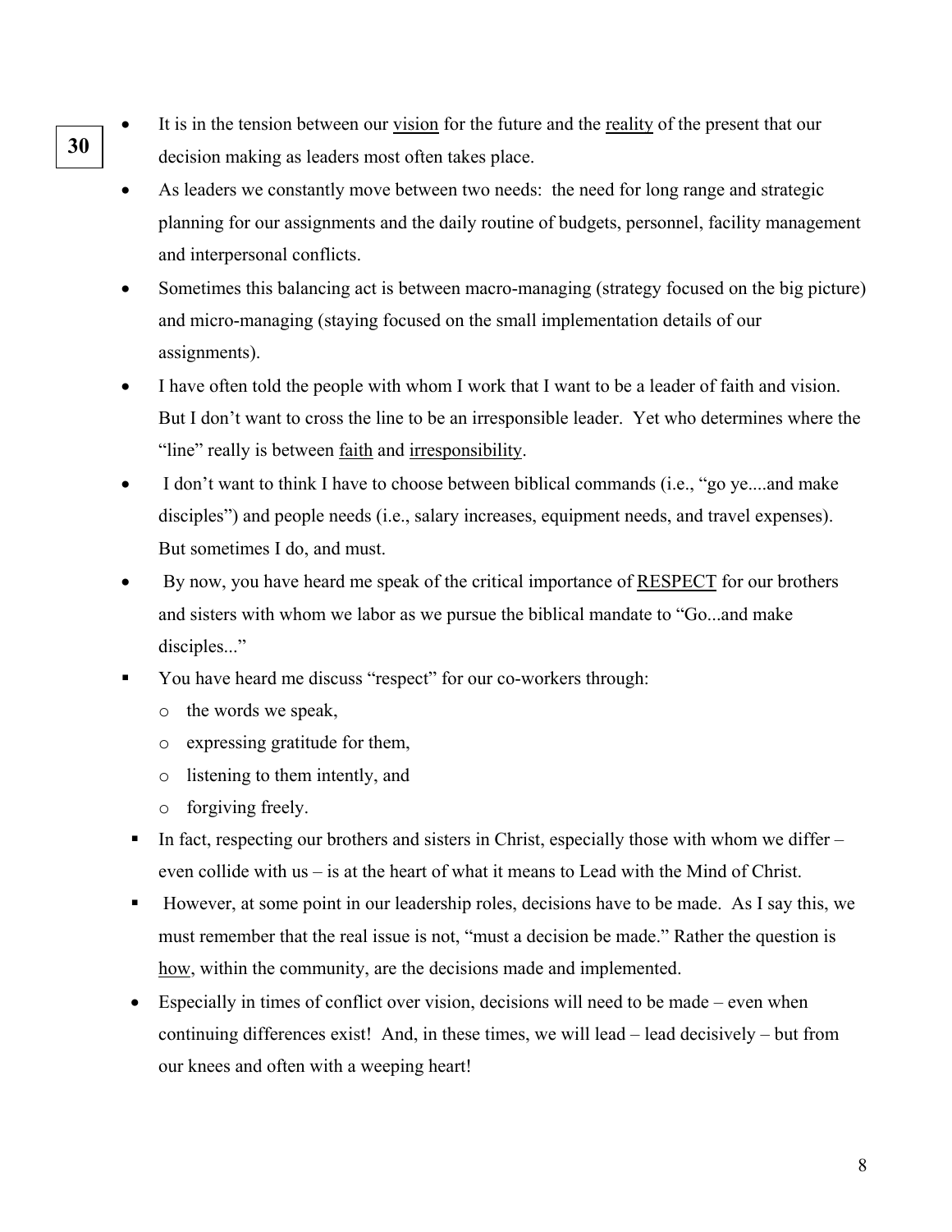**30**

- It is in the tension between our <u>vision</u> for the future and the <u>reality</u> of the present that our decision making as leaders most often takes place.
- As leaders we constantly move between two needs: the need for long range and strategic planning for our assignments and the daily routine of budgets, personnel, facility management and interpersonal conflicts.
- Sometimes this balancing act is between macro-managing (strategy focused on the big picture) and micro-managing (staying focused on the small implementation details of our assignments).
- I have often told the people with whom I work that I want to be a leader of faith and vision. But I don't want to cross the line to be an irresponsible leader. Yet who determines where the "line" really is between <u>faith</u> and <u>irresponsibility</u>.
- I don't want to think I have to choose between biblical commands (i.e., "go ye....and make disciples") and people needs (i.e., salary increases, equipment needs, and travel expenses). But sometimes I do, and must.
- By now, you have heard me speak of the critical importance of <u>RESPECT</u> for our brothers and sisters with whom we labor as we pursue the biblical mandate to "Go...and make disciples..."
  - You have heard me discuss "respect" for our co-workers through:
    - the words we speak,
    - expressing gratitude for them,
    - listening to them intently, and
    - forgiving freely.
  - In fact, respecting our brothers and sisters in Christ, especially those with whom we differ – even collide with us – is at the heart of what it means to Lead with the Mind of Christ.
  - However, at some point in our leadership roles, decisions have to be made. As I say this, we must remember that the real issue is not, "must a decision be made." Rather the question is <u>how</u>, within the community, are the decisions made and implemented.
- Especially in times of conflict over vision, decisions will need to be made – even when continuing differences exist! And, in these times, we will lead – lead decisively – but from our knees and often with a weeping heart!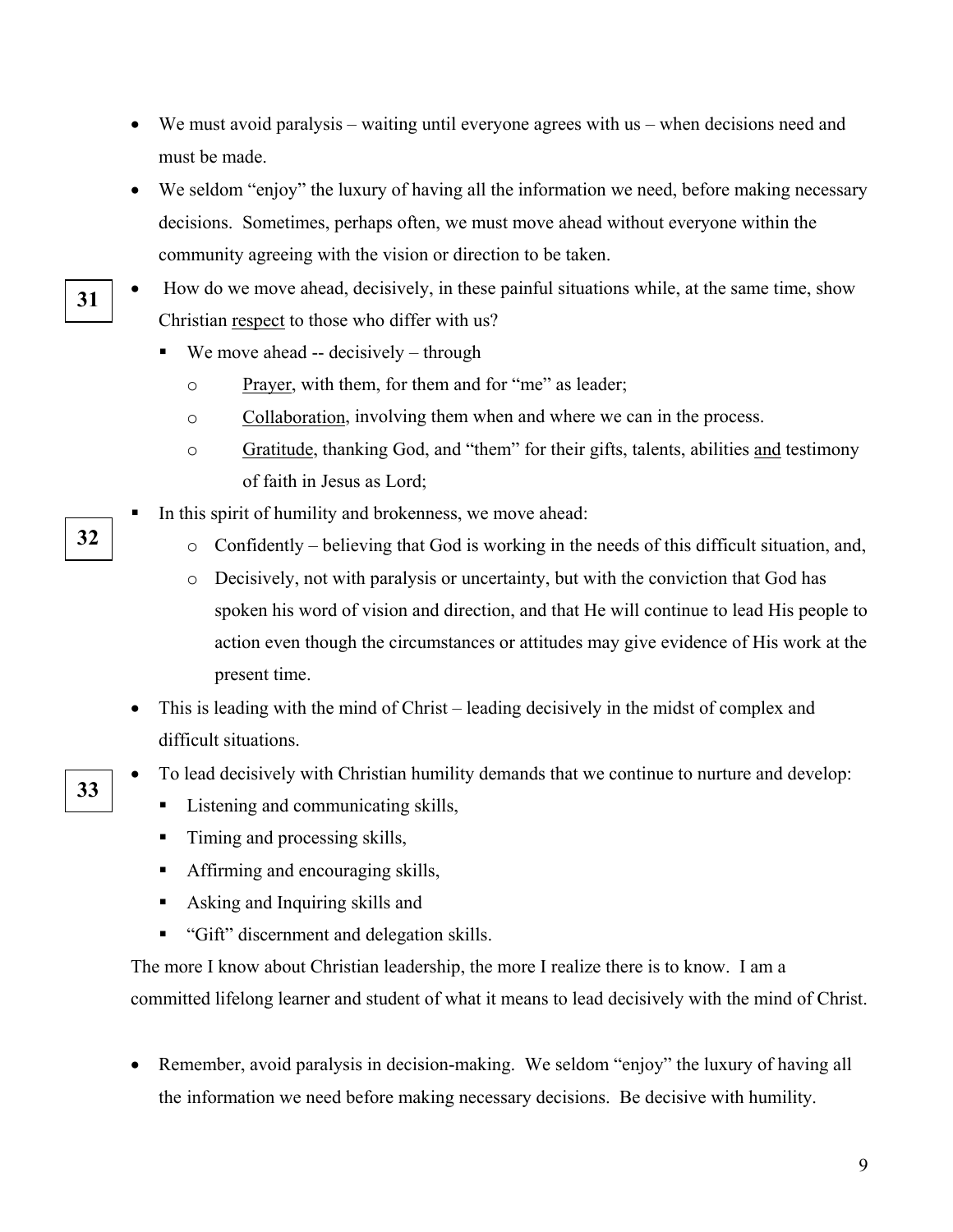- We must avoid paralysis – waiting until everyone agrees with us – when decisions need and must be made.
- We seldom "enjoy" the luxury of having all the information we need, before making necessary decisions. Sometimes, perhaps often, we must move ahead without everyone within the community agreeing with the vision or direction to be taken.

**31**

- How do we move ahead, decisively, in these painful situations while, at the same time, show Christian <u>respect</u> to those who differ with us?
  - We move ahead -- decisively – through
    - <u>Prayer</u>, with them, for them and for "me" as leader;
    - <u>Collaboration</u>, involving them when and where we can in the process.
    - <u>Gratitude</u>, thanking God, and "them" for their gifts, talents, abilities <u>and</u> testimony of faith in Jesus as Lord;

**32**

- In this spirit of humility and brokenness, we move ahead:
  - Confidently – believing that God is working in the needs of this difficult situation, and,
  - Decisively, not with paralysis or uncertainty, but with the conviction that God has spoken his word of vision and direction, and that He will continue to lead His people to action even though the circumstances or attitudes may give evidence of His work at the present time.
- This is leading with the mind of Christ – leading decisively in the midst of complex and difficult situations.

**33**

- To lead decisively with Christian humility demands that we continue to nurture and develop:
  - Listening and communicating skills,
  - Timing and processing skills,
  - Affirming and encouraging skills,
  - Asking and Inquiring skills and
  - "Gift" discernment and delegation skills.

The more I know about Christian leadership, the more I realize there is to know. I am a committed lifelong learner and student of what it means to lead decisively with the mind of Christ.

- Remember, avoid paralysis in decision-making. We seldom "enjoy" the luxury of having all the information we need before making necessary decisions. Be decisive with humility.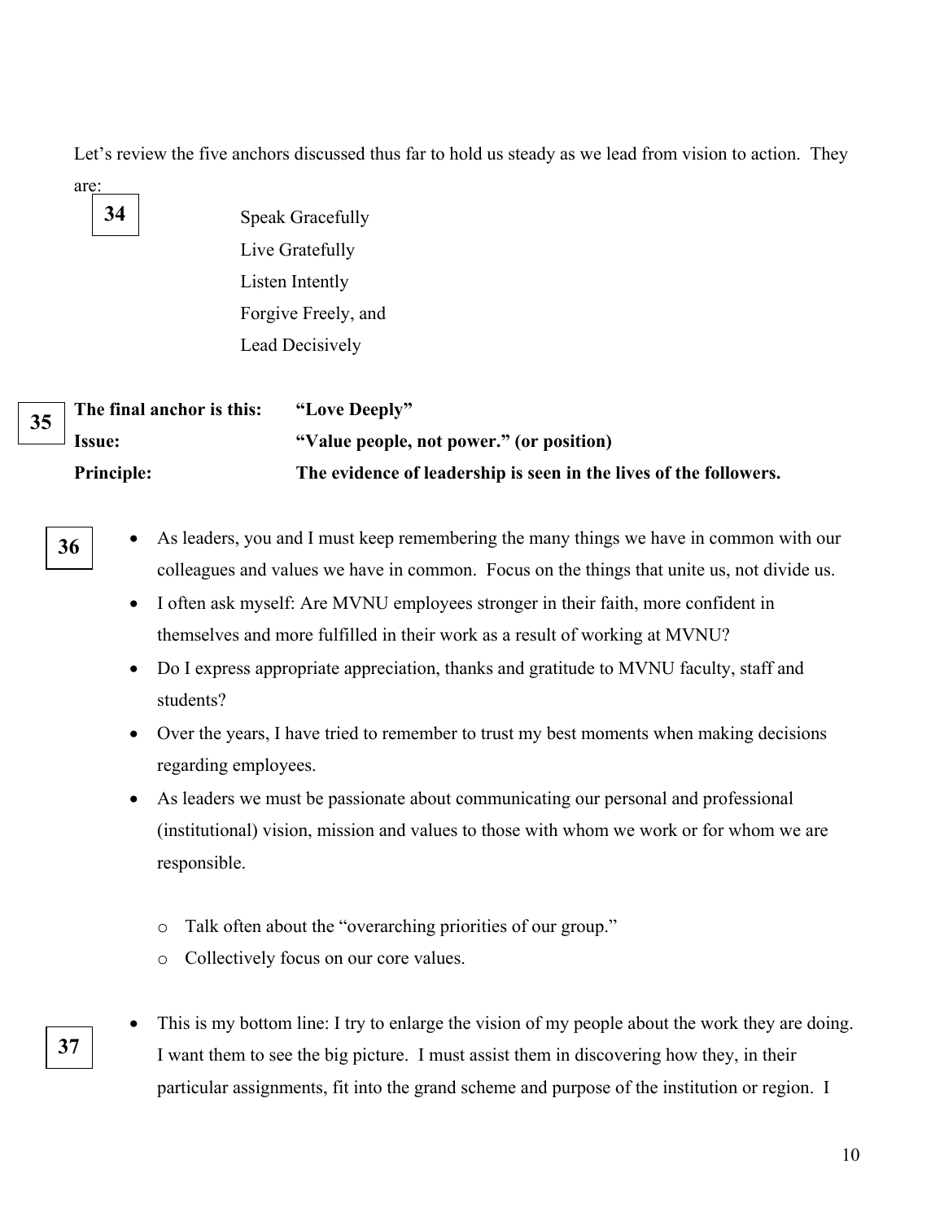Let's review the five anchors discussed thus far to hold us steady as we lead from vision to action. They are:

**34**

Speak Gracefully
Live Gratefully
Listen Intently
Forgive Freely, and
Lead Decisively

**35**

| | |
|---|---|
| **The final anchor is this:** | **"Love Deeply"** |
| **Issue:** | **"Value people, not power." (or position)** |
| **Principle:** | **The evidence of leadership is seen in the lives of the followers.** |

**36**

- As leaders, you and I must keep remembering the many things we have in common with our colleagues and values we have in common. Focus on the things that unite us, not divide us.
- I often ask myself: Are MVNU employees stronger in their faith, more confident in themselves and more fulfilled in their work as a result of working at MVNU?
- Do I express appropriate appreciation, thanks and gratitude to MVNU faculty, staff and students?
- Over the years, I have tried to remember to trust my best moments when making decisions regarding employees.
- As leaders we must be passionate about communicating our personal and professional (institutional) vision, mission and values to those with whom we work or for whom we are responsible.

  - Talk often about the "overarching priorities of our group."
  - Collectively focus on our core values.

**37**

- This is my bottom line: I try to enlarge the vision of my people about the work they are doing. I want them to see the big picture. I must assist them in discovering how they, in their particular assignments, fit into the grand scheme and purpose of the institution or region. I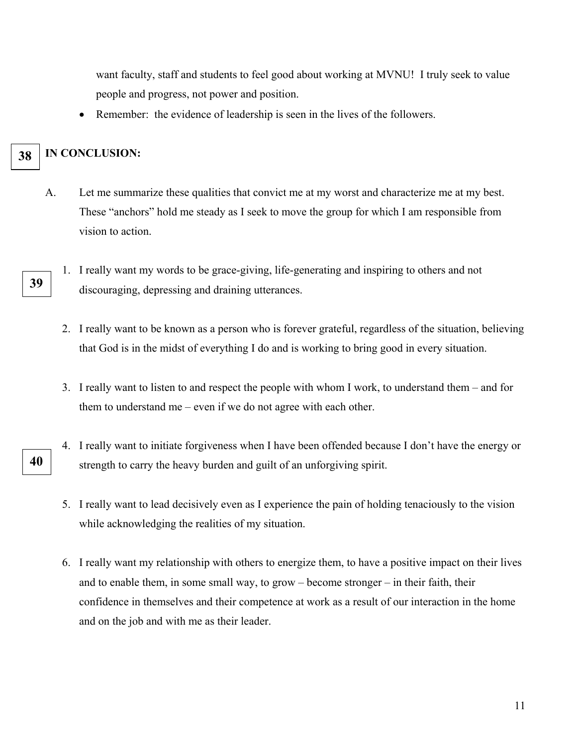want faculty, staff and students to feel good about working at MVNU! I truly seek to value people and progress, not power and position.

- Remember: the evidence of leadership is seen in the lives of the followers.

**38**

**IN CONCLUSION:**

A. Let me summarize these qualities that convict me at my worst and characterize me at my best. These "anchors" hold me steady as I seek to move the group for which I am responsible from vision to action.

**39**

1. I really want my words to be grace-giving, life-generating and inspiring to others and not discouraging, depressing and draining utterances.

2. I really want to be known as a person who is forever grateful, regardless of the situation, believing that God is in the midst of everything I do and is working to bring good in every situation.

3. I really want to listen to and respect the people with whom I work, to understand them – and for them to understand me – even if we do not agree with each other.

**40**

4. I really want to initiate forgiveness when I have been offended because I don't have the energy or strength to carry the heavy burden and guilt of an unforgiving spirit.

5. I really want to lead decisively even as I experience the pain of holding tenaciously to the vision while acknowledging the realities of my situation.

6. I really want my relationship with others to energize them, to have a positive impact on their lives and to enable them, in some small way, to grow – become stronger – in their faith, their confidence in themselves and their competence at work as a result of our interaction in the home and on the job and with me as their leader.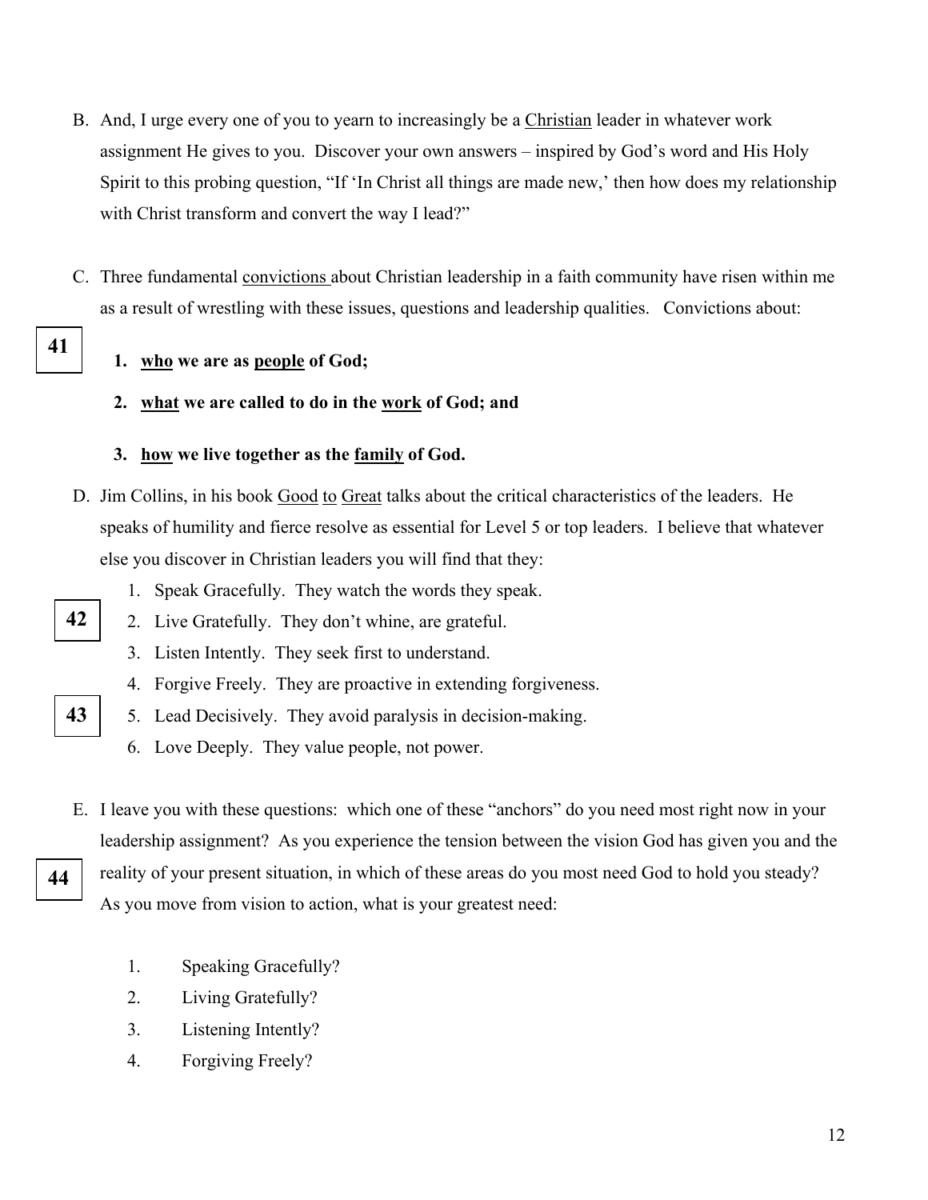B. And, I urge every one of you to yearn to increasingly be a <u>Christian</u> leader in whatever work assignment He gives to you. Discover your own answers – inspired by God's word and His Holy Spirit to this probing question, "If 'In Christ all things are made new,' then how does my relationship with Christ transform and convert the way I lead?"

C. Three fundamental <u>convictions</u> about Christian leadership in a faith community have risen within me as a result of wrestling with these issues, questions and leadership qualities. Convictions about:

**41**

1. **<u>who</u> we are as <u>people</u> of God;**
2. **<u>what</u> we are called to do in the <u>work</u> of God; and**
3. **<u>how</u> we live together as the <u>family</u> of God.**

D. Jim Collins, in his book <u>Good</u> <u>to</u> <u>Great</u> talks about the critical characteristics of the leaders. He speaks of humility and fierce resolve as essential for Level 5 or top leaders. I believe that whatever else you discover in Christian leaders you will find that they:

1. Speak Gracefully. They watch the words they speak.
2. Live Gratefully. They don't whine, are grateful. **42**
3. Listen Intently. They seek first to understand.
4. Forgive Freely. They are proactive in extending forgiveness.
5. Lead Decisively. They avoid paralysis in decision-making. **43**
6. Love Deeply. They value people, not power.

E. I leave you with these questions: which one of these "anchors" do you need most right now in your leadership assignment? As you experience the tension between the vision God has given you and the reality of your present situation, in which of these areas do you most need God to hold you steady? As you move from vision to action, what is your greatest need: **44**

1. Speaking Gracefully?
2. Living Gratefully?
3. Listening Intently?
4. Forgiving Freely?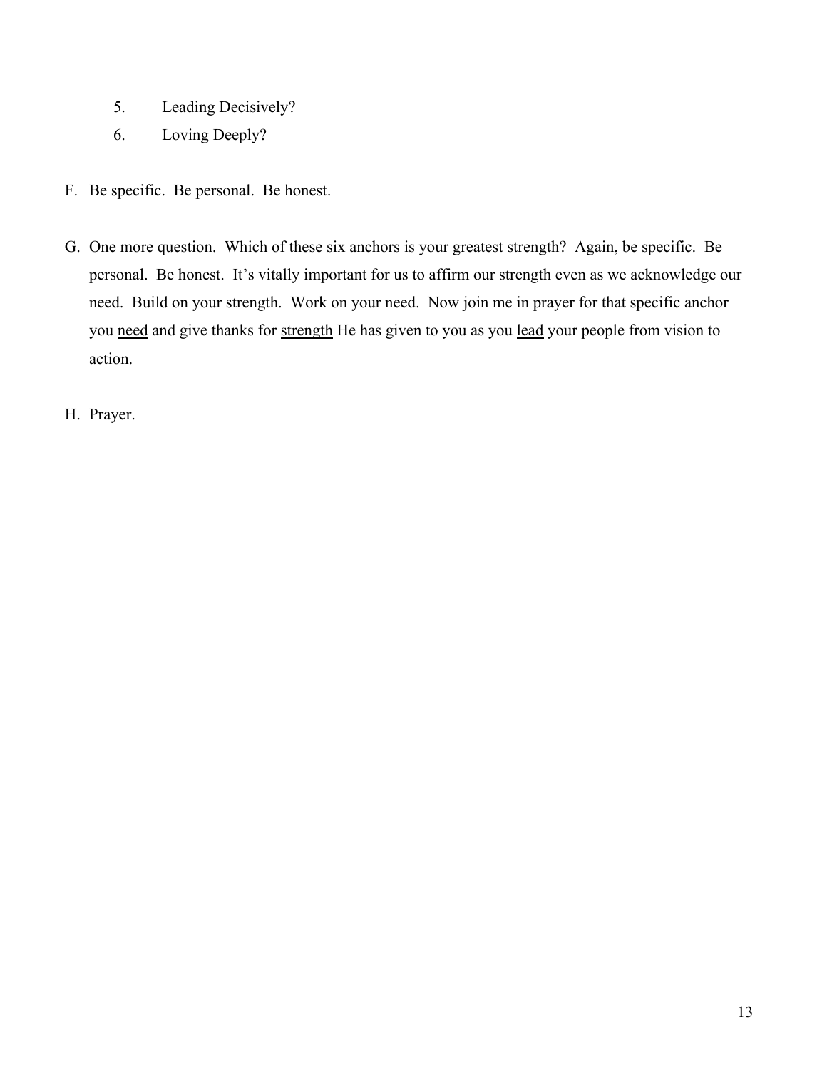5. Leading Decisively?
6. Loving Deeply?

F. Be specific. Be personal. Be honest.

G. One more question. Which of these six anchors is your greatest strength? Again, be specific. Be personal. Be honest. It's vitally important for us to affirm our strength even as we acknowledge our need. Build on your strength. Work on your need. Now join me in prayer for that specific anchor you <u>need</u> and give thanks for <u>strength</u> He has given to you as you <u>lead</u> your people from vision to action.

H. Prayer.